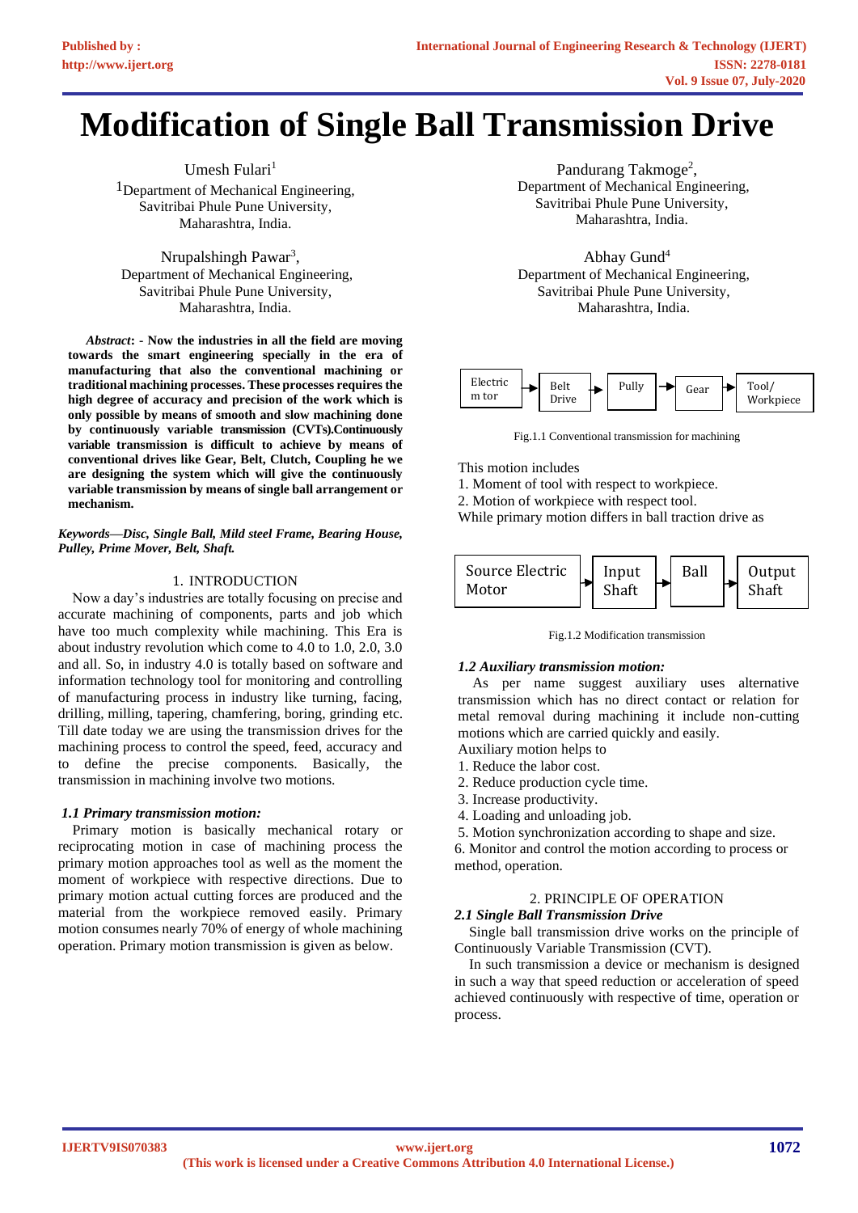# Modification of Single Ball Transmission Drive

Umesh Fulari[1]
[1]Department of Mechanical Engineering, Savitribai Phule Pune University, Maharashtra, India.

Pandurang Takmoge[2],
Department of Mechanical Engineering, Savitribai Phule Pune University, Maharashtra, India.

Nrupalshingh Pawar[3],
Department of Mechanical Engineering, Savitribai Phule Pune University, Maharashtra, India.

Abhay Gund[4]
Department of Mechanical Engineering, Savitribai Phule Pune University, Maharashtra, India.

***Abstract*: - Now the industries in all the field are moving towards the smart engineering specially in the era of manufacturing that also the conventional machining or traditional machining processes. These processes requires the high degree of accuracy and precision of the work which is only possible by means of smooth and slow machining done by continuously variable transmission (CVTs).Continuously variable transmission is difficult to achieve by means of conventional drives like Gear, Belt, Clutch, Coupling he we are designing the system which will give the continuously variable transmission by means of single ball arrangement or mechanism.**

***Keywords—Disc, Single Ball, Mild steel Frame, Bearing House, Pulley, Prime Mover, Belt, Shaft.***

## 1. INTRODUCTION

Now a day's industries are totally focusing on precise and accurate machining of components, parts and job which have too much complexity while machining. This Era is about industry revolution which come to 4.0 to 1.0, 2.0, 3.0 and all. So, in industry 4.0 is totally based on software and information technology tool for monitoring and controlling of manufacturing process in industry like turning, facing, drilling, milling, tapering, chamfering, boring, grinding etc. Till date today we are using the transmission drives for the machining process to control the speed, feed, accuracy and to define the precise components. Basically, the transmission in machining involve two motions.

### *1.1 Primary transmission motion:*

Primary motion is basically mechanical rotary or reciprocating motion in case of machining process the primary motion approaches tool as well as the moment the moment of workpiece with respective directions. Due to primary motion actual cutting forces are produced and the material from the workpiece removed easily. Primary motion consumes nearly 70% of energy of whole machining operation. Primary motion transmission is given as below.

Electric m tor → Belt Drive → Pully → Gear → Tool/ Workpiece

Fig.1.1 Conventional transmission for machining

This motion includes
1. Moment of tool with respect to workpiece.
2. Motion of workpiece with respect tool.
While primary motion differs in ball traction drive as

Source Electric Motor → Input Shaft → Ball → Output Shaft

Fig.1.2 Modification transmission

### *1.2 Auxiliary transmission motion:*

As per name suggest auxiliary uses alternative transmission which has no direct contact or relation for metal removal during machining it include non-cutting motions which are carried quickly and easily.
Auxiliary motion helps to
1. Reduce the labor cost.
2. Reduce production cycle time.
3. Increase productivity.
4. Loading and unloading job.
5. Motion synchronization according to shape and size.
6. Monitor and control the motion according to process or method, operation.

## 2. PRINCIPLE OF OPERATION

### *2.1 Single Ball Transmission Drive*

Single ball transmission drive works on the principle of Continuously Variable Transmission (CVT).

In such transmission a device or mechanism is designed in such a way that speed reduction or acceleration of speed achieved continuously with respective of time, operation or process.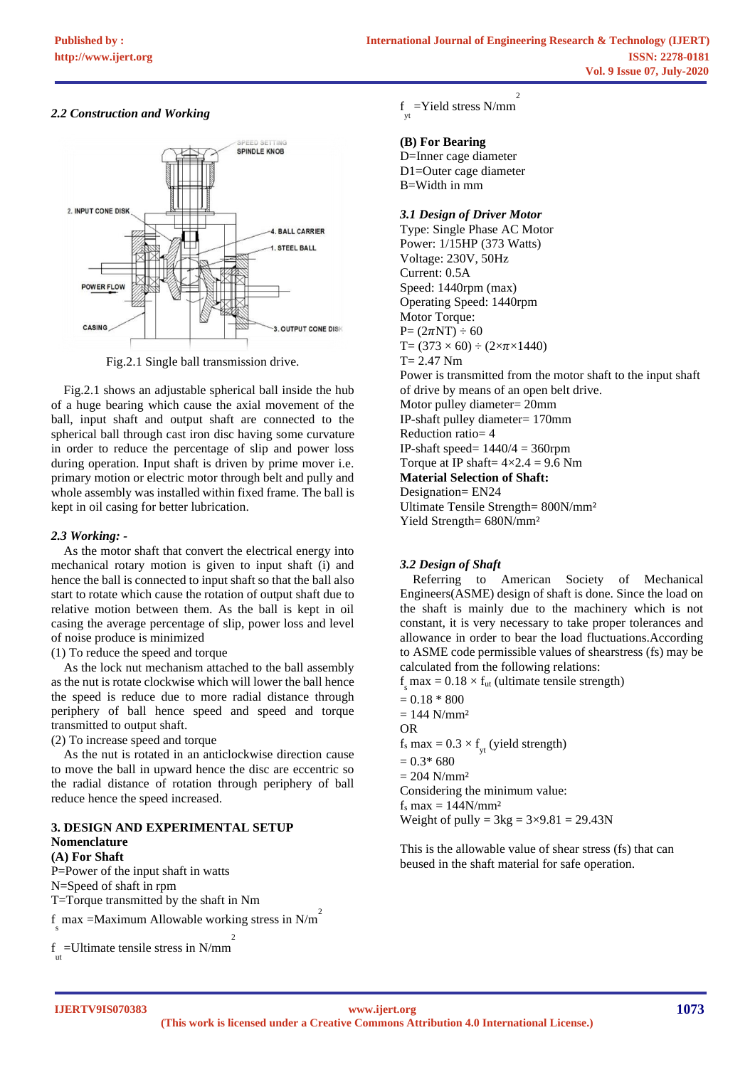### *2.2 Construction and Working*

Fig.2.1 Single ball transmission drive.

Fig.2.1 shows an adjustable spherical ball inside the hub of a huge bearing which cause the axial movement of the ball, input shaft and output shaft are connected to the spherical ball through cast iron disc having some curvature in order to reduce the percentage of slip and power loss during operation. Input shaft is driven by prime mover i.e. primary motion or electric motor through belt and pully and whole assembly was installed within fixed frame. The ball is kept in oil casing for better lubrication.

### *2.3 Working: -*

As the motor shaft that convert the electrical energy into mechanical rotary motion is given to input shaft (i) and hence the ball is connected to input shaft so that the ball also start to rotate which cause the rotation of output shaft due to relative motion between them. As the ball is kept in oil casing the average percentage of slip, power loss and level of noise produce is minimized

(1) To reduce the speed and torque

As the lock nut mechanism attached to the ball assembly as the nut is rotate clockwise which will lower the ball hence the speed is reduce due to more radial distance through periphery of ball hence speed and speed and torque transmitted to output shaft.

(2) To increase speed and torque

As the nut is rotated in an anticlockwise direction cause to move the ball in upward hence the disc are eccentric so the radial distance of rotation through periphery of ball reduce hence the speed increased.

## 3. DESIGN AND EXPERIMENTAL SETUP

**Nomenclature**

**(A) For Shaft**

P=Power of the input shaft in watts

N=Speed of shaft in rpm

T=Torque transmitted by the shaft in Nm

$f_s$ max =Maximum Allowable working stress in $N/m^2$

$f_{ut}$ =Ultimate tensile stress in $N/mm^2$

$f_{yt}$ =Yield stress $N/mm^2$

**(B) For Bearing**

D=Inner cage diameter

D1=Outer cage diameter

B=Width in mm

### *3.1 Design of Driver Motor*

Type: Single Phase AC Motor

Power: 1/15HP (373 Watts)

Voltage: 230V, 50Hz

Current: 0.5A

Speed: 1440rpm (max)

Operating Speed: 1440rpm

Motor Torque:

$P = (2\pi NT) \div 60$

$T = (373 \times 60) \div (2\times\pi\times1440)$

T= 2.47 Nm

Power is transmitted from the motor shaft to the input shaft of drive by means of an open belt drive.

Motor pulley diameter= 20mm

IP-shaft pulley diameter= 170mm

Reduction ratio= 4

IP-shaft speed= 1440/4 = 360rpm

Torque at IP shaft= $4\times2.4 = 9.6$ Nm

**Material Selection of Shaft:**

Designation= EN24

Ultimate Tensile Strength= $800N/mm^2$

Yield Strength= $680N/mm^2$

### *3.2 Design of Shaft*

Referring to American Society of Mechanical Engineers(ASME) design of shaft is done. Since the load on the shaft is mainly due to the machinery which is not constant, it is very necessary to take proper tolerances and allowance in order to bear the load fluctuations.According to ASME code permissible values of shearstress (fs) may be calculated from the following relations:

$f_s$ max = $0.18 \times f_{ut}$ (ultimate tensile strength)

= 0.18 * 800

= $144\ N/mm^2$

OR

$f_s$ max = $0.3 \times f_{yt}$ (yield strength)

= 0.3* 680

= $204\ N/mm^2$

Considering the minimum value:

$f_s$ max = $144N/mm^2$

Weight of pully = 3kg = $3\times9.81$ = 29.43N

This is the allowable value of shear stress (fs) that can beused in the shaft material for safe operation.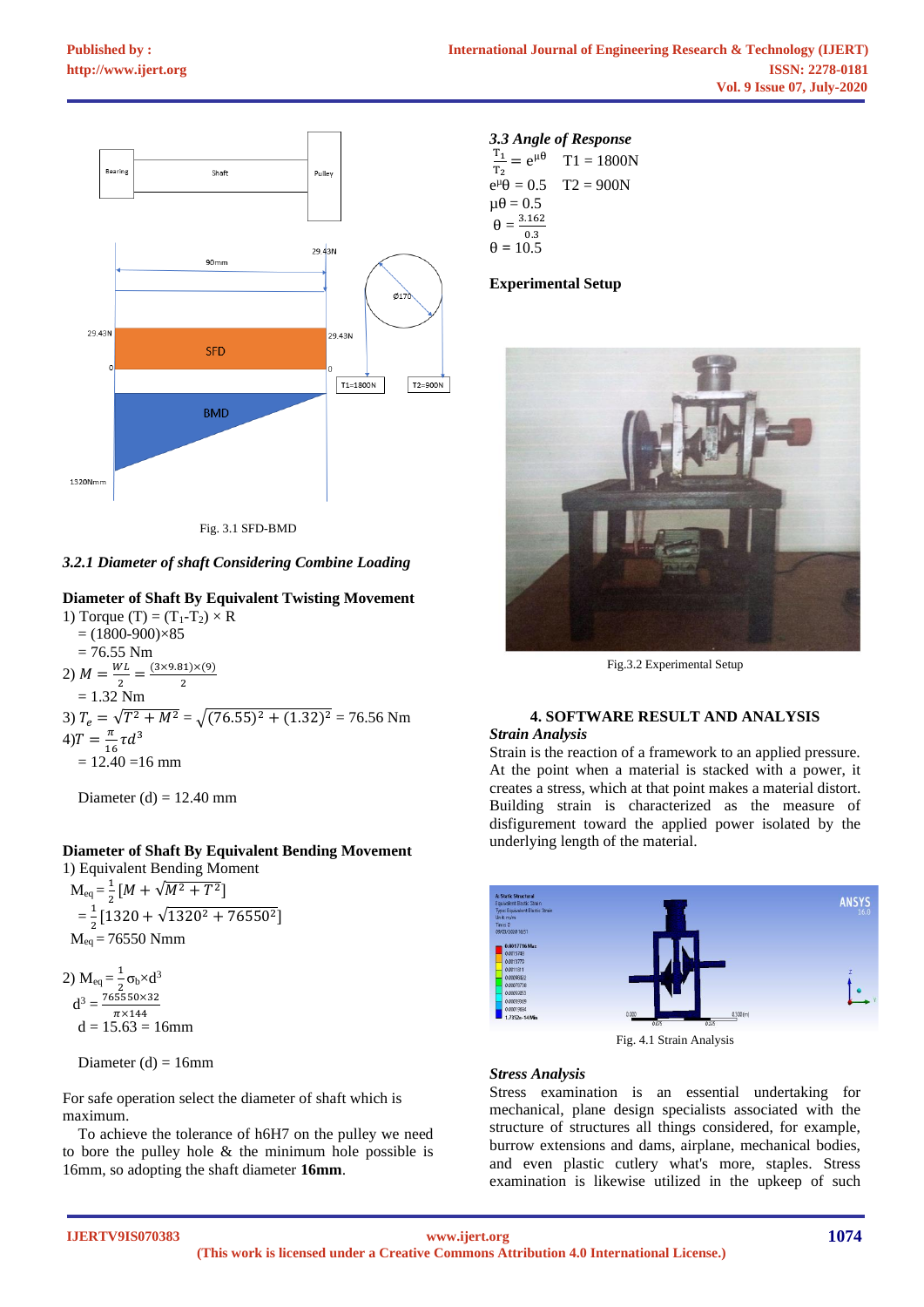Fig. 3.1 SFD-BMD

### 3.2.1 Diameter of shaft Considering Combine Loading

**Diameter of Shaft By Equivalent Twisting Movement**

1) Torque (T) = ($T_1$-$T_2$) × R
   = (1800-900)×85
   = 76.55 Nm

2) $M = \frac{WL}{2} = \frac{(3\times9.81)\times(9)}{2}$
   = 1.32 Nm

3) $T_e = \sqrt{T^2+M^2} = \sqrt{(76.55)^2+(1.32)^2}$ = 76.56 Nm

4) $T = \frac{\pi}{16}\tau d^3$
   = 12.40 =16 mm

Diameter (d) = 12.40 mm

**Diameter of Shaft By Equivalent Bending Movement**

1) Equivalent Bending Moment

$M_{eq} = \frac{1}{2}[M + \sqrt{M^2+T^2}]$
$= \frac{1}{2}[1320 + \sqrt{1320^2+76550^2}]$
$M_{eq}$ = 76550 Nmm

2) $M_{eq} = \frac{1}{2}\sigma_b \times d^3$
$d^3 = \frac{765550\times32}{\pi\times144}$
d = 15.63 = 16mm

Diameter (d) = 16mm

For safe operation select the diameter of shaft which is maximum.

To achieve the tolerance of h6H7 on the pulley we need to bore the pulley hole & the minimum hole possible is 16mm, so adopting the shaft diameter **16mm**.

### 3.3 Angle of Response

$\frac{T_1}{T_2} = e^{\mu\theta}$   T1 = 1800N
$e^{\mu\theta} = 0.5$   T2 = 900N
$\mu\theta = 0.5$
$\theta = \frac{3.162}{0.3}$
$\theta = 10.5$

**Experimental Setup**

Fig.3.2 Experimental Setup

## 4. SOFTWARE RESULT AND ANALYSIS

***Strain Analysis***

Strain is the reaction of a framework to an applied pressure. At the point when a material is stacked with a power, it creates a stress, which at that point makes a material distort. Building strain is characterized as the measure of disfigurement toward the applied power isolated by the underlying length of the material.

Fig. 4.1 Strain Analysis

***Stress Analysis***

Stress examination is an essential undertaking for mechanical, plane design specialists associated with the structure of structures considered, for example, burrow extensions and dams, airplane, mechanical bodies, and even plastic cutlery what's more, staples. Stress examination is likewise utilized in the upkeep of such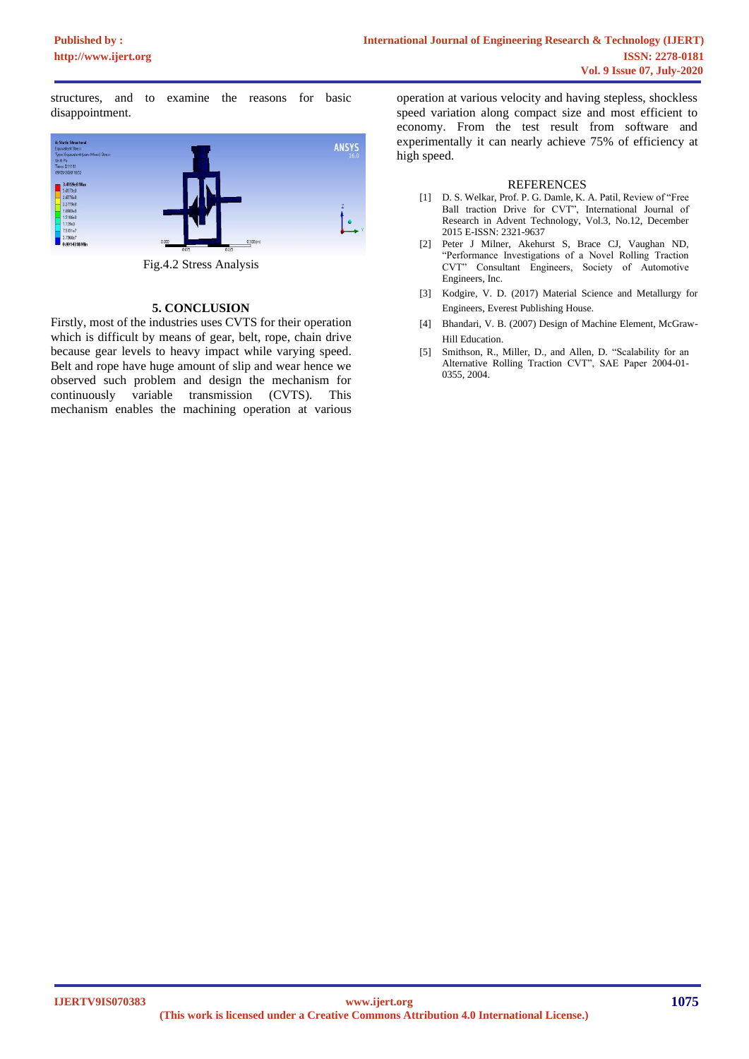structures, and to examine the reasons for basic disappointment.

Fig.4.2 Stress Analysis

### 5. CONCLUSION

Firstly, most of the industries uses CVTS for their operation which is difficult by means of gear, belt, rope, chain drive because gear levels to heavy impact while varying speed. Belt and rope have huge amount of slip and wear hence we observed such problem and design the mechanism for continuously variable transmission (CVTS). This mechanism enables the machining operation at various operation at various velocity and having stepless, shockless speed variation along compact size and most efficient to economy. From the test result from software and experimentally it can nearly achieve 75% of efficiency at high speed.

### REFERENCES

[1] D. S. Welkar, Prof. P. G. Damle, K. A. Patil, Review of "Free Ball traction Drive for CVT", International Journal of Research in Advent Technology, Vol.3, No.12, December 2015 E-ISSN: 2321-9637

[2] Peter J Milner, Akehurst S, Brace CJ, Vaughan ND, "Performance Investigations of a Novel Rolling Traction CVT" Consultant Engineers, Society of Automotive Engineers, Inc.

[3] Kodgire, V. D. (2017) Material Science and Metallurgy for Engineers, Everest Publishing House.

[4] Bhandari, V. B. (2007) Design of Machine Element, McGraw-Hill Education.

[5] Smithson, R., Miller, D., and Allen, D. "Scalability for an Alternative Rolling Traction CVT", SAE Paper 2004-01-0355, 2004.